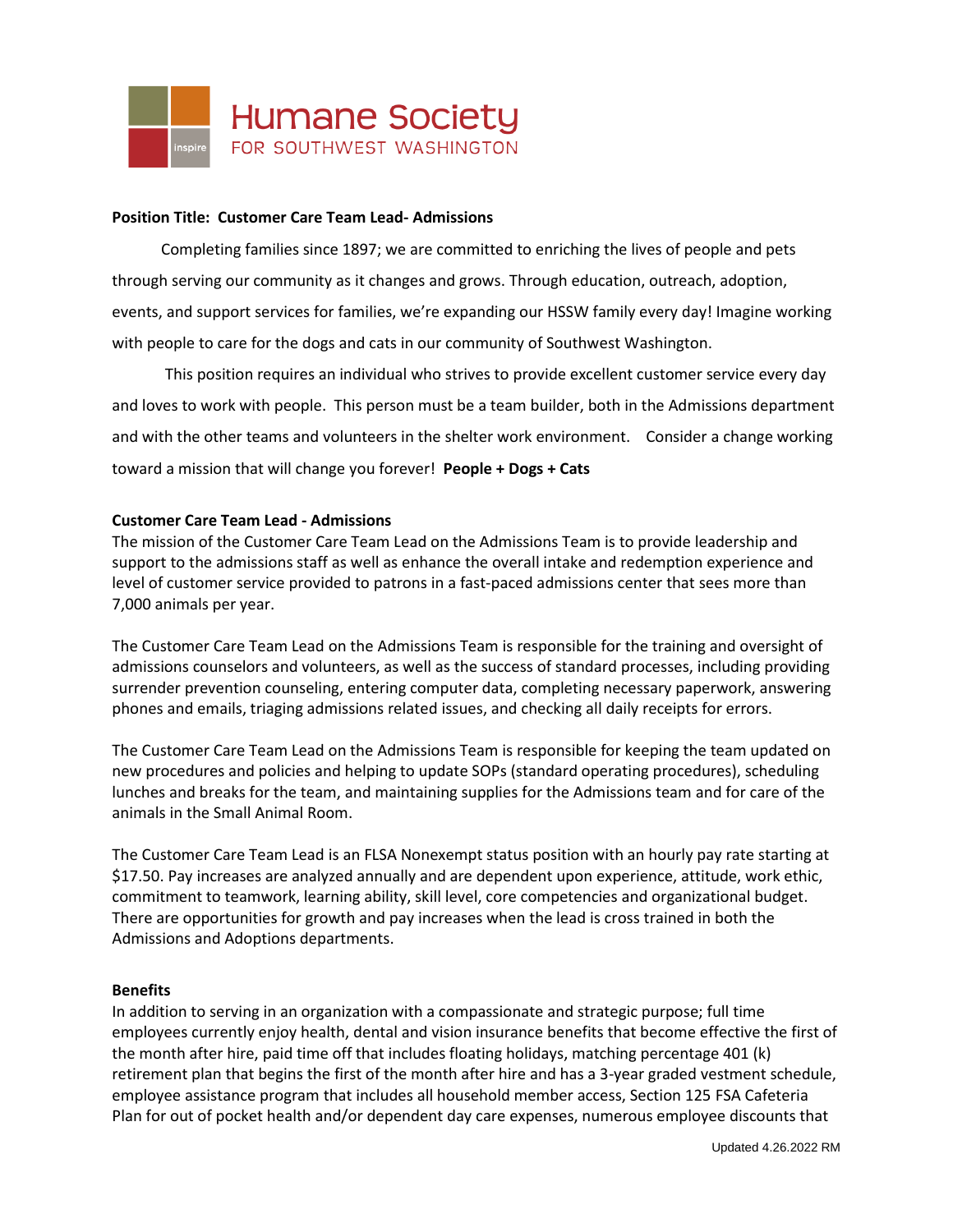Humane Society FOR SOUTHWEST WASHINGTON

**Position Title: Customer Care Team Lead- Admissions**

Completing families since 1897; we are committed to enriching the lives of people and pets through serving our community as it changes and grows. Through education, outreach, adoption, events, and support services for families, we're expanding our HSSW family every day! Imagine working with people to care for the dogs and cats in our community of Southwest Washington.

This position requires an individual who strives to provide excellent customer service every day and loves to work with people. This person must be a team builder, both in the Admissions department and with the other teams and volunteers in the shelter work environment. Consider a change working toward a mission that will change you forever! **People + Dogs + Cats**

**Customer Care Team Lead - Admissions**

The mission of the Customer Care Team Lead on the Admissions Team is to provide leadership and support to the admissions staff as well as enhance the overall intake and redemption experience and level of customer service provided to patrons in a fast-paced admissions center that sees more than 7,000 animals per year.

The Customer Care Team Lead on the Admissions Team is responsible for the training and oversight of admissions counselors and volunteers, as well as the success of standard processes, including providing surrender prevention counseling, entering computer data, completing necessary paperwork, answering phones and emails, triaging admissions related issues, and checking all daily receipts for errors.

The Customer Care Team Lead on the Admissions Team is responsible for keeping the team updated on new procedures and policies and helping to update SOPs (standard operating procedures), scheduling lunches and breaks for the team, and maintaining supplies for the Admissions team and for care of the animals in the Small Animal Room.

The Customer Care Team Lead is an FLSA Nonexempt status position with an hourly pay rate starting at $17.50. Pay increases are analyzed annually and are dependent upon experience, attitude, work ethic, commitment to teamwork, learning ability, skill level, core competencies and organizational budget. There are opportunities for growth and pay increases when the lead is cross trained in both the Admissions and Adoptions departments.

**Benefits**

In addition to serving in an organization with a compassionate and strategic purpose; full time employees currently enjoy health, dental and vision insurance benefits that become effective the first of the month after hire, paid time off that includes floating holidays, matching percentage 401 (k) retirement plan that begins the first of the month after hire and has a 3-year graded vestment schedule, employee assistance program that includes all household member access, Section 125 FSA Cafeteria Plan for out of pocket health and/or dependent day care expenses, numerous employee discounts that

Updated 4.26.2022 RM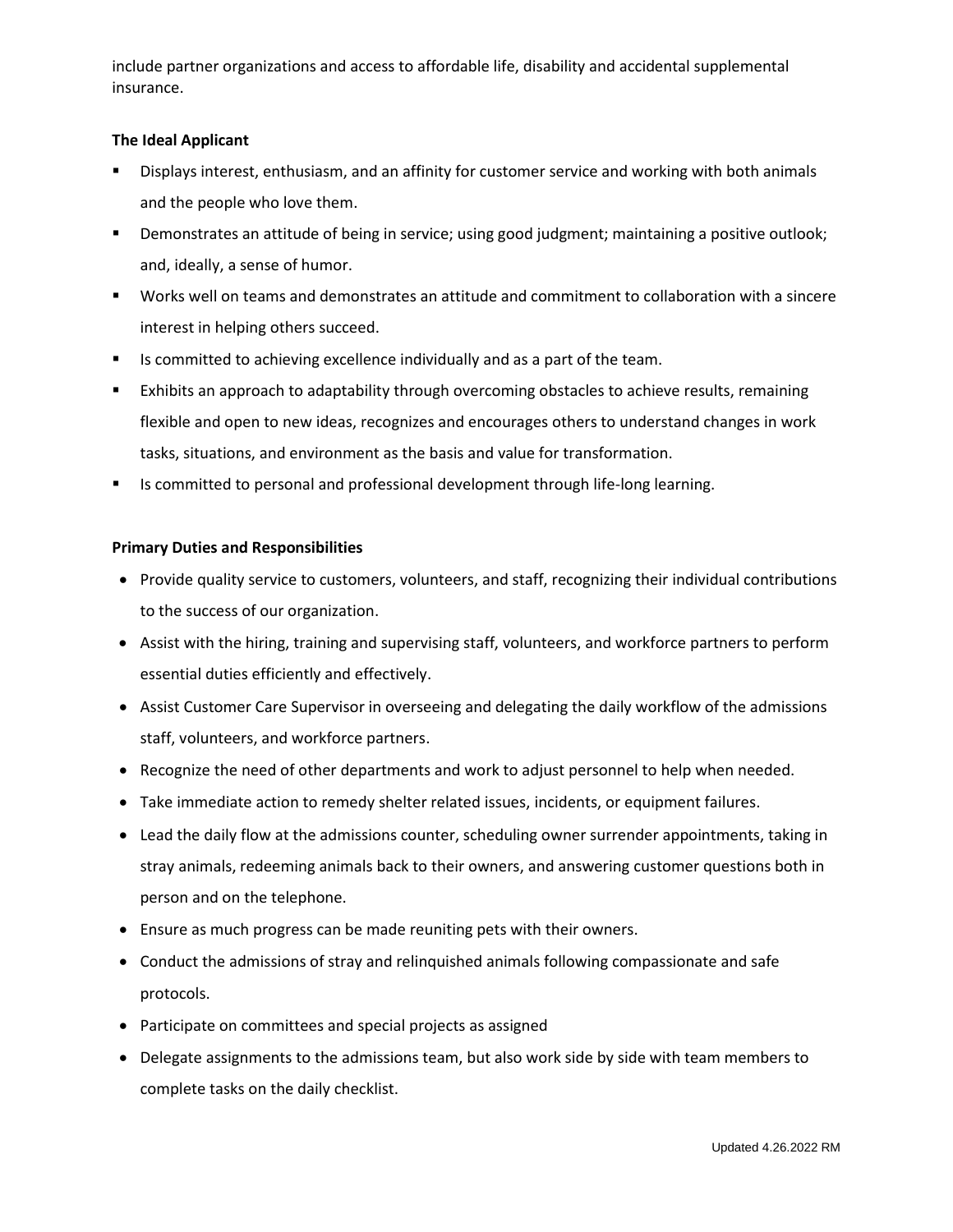include partner organizations and access to affordable life, disability and accidental supplemental insurance.

**The Ideal Applicant**

- Displays interest, enthusiasm, and an affinity for customer service and working with both animals and the people who love them.
- Demonstrates an attitude of being in service; using good judgment; maintaining a positive outlook; and, ideally, a sense of humor.
- Works well on teams and demonstrates an attitude and commitment to collaboration with a sincere interest in helping others succeed.
- Is committed to achieving excellence individually and as a part of the team.
- Exhibits an approach to adaptability through overcoming obstacles to achieve results, remaining flexible and open to new ideas, recognizes and encourages others to understand changes in work tasks, situations, and environment as the basis and value for transformation.
- Is committed to personal and professional development through life-long learning.

**Primary Duties and Responsibilities**

- Provide quality service to customers, volunteers, and staff, recognizing their individual contributions to the success of our organization.
- Assist with the hiring, training and supervising staff, volunteers, and workforce partners to perform essential duties efficiently and effectively.
- Assist Customer Care Supervisor in overseeing and delegating the daily workflow of the admissions staff, volunteers, and workforce partners.
- Recognize the need of other departments and work to adjust personnel to help when needed.
- Take immediate action to remedy shelter related issues, incidents, or equipment failures.
- Lead the daily flow at the admissions counter, scheduling owner surrender appointments, taking in stray animals, redeeming animals back to their owners, and answering customer questions both in person and on the telephone.
- Ensure as much progress can be made reuniting pets with their owners.
- Conduct the admissions of stray and relinquished animals following compassionate and safe protocols.
- Participate on committees and special projects as assigned
- Delegate assignments to the admissions team, but also work side by side with team members to complete tasks on the daily checklist.

Updated 4.26.2022 RM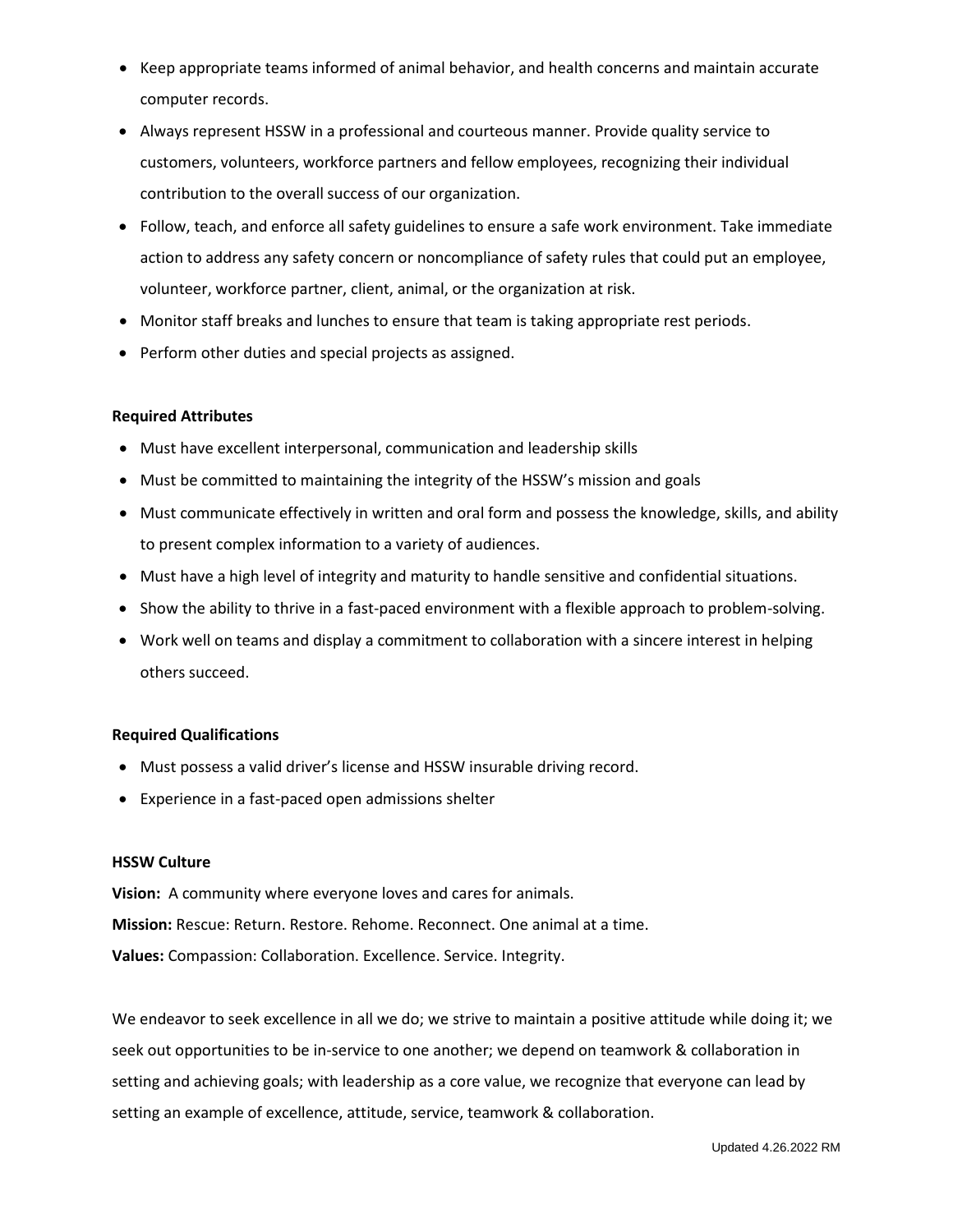- Keep appropriate teams informed of animal behavior, and health concerns and maintain accurate computer records.
- Always represent HSSW in a professional and courteous manner. Provide quality service to customers, volunteers, workforce partners and fellow employees, recognizing their individual contribution to the overall success of our organization.
- Follow, teach, and enforce all safety guidelines to ensure a safe work environment. Take immediate action to address any safety concern or noncompliance of safety rules that could put an employee, volunteer, workforce partner, client, animal, or the organization at risk.
- Monitor staff breaks and lunches to ensure that team is taking appropriate rest periods.
- Perform other duties and special projects as assigned.

**Required Attributes**

- Must have excellent interpersonal, communication and leadership skills
- Must be committed to maintaining the integrity of the HSSW's mission and goals
- Must communicate effectively in written and oral form and possess the knowledge, skills, and ability to present complex information to a variety of audiences.
- Must have a high level of integrity and maturity to handle sensitive and confidential situations.
- Show the ability to thrive in a fast-paced environment with a flexible approach to problem-solving.
- Work well on teams and display a commitment to collaboration with a sincere interest in helping others succeed.

**Required Qualifications**

- Must possess a valid driver's license and HSSW insurable driving record.
- Experience in a fast-paced open admissions shelter

**HSSW Culture**

**Vision:** A community where everyone loves and cares for animals.

**Mission:** Rescue: Return. Restore. Rehome. Reconnect. One animal at a time.

**Values:** Compassion: Collaboration. Excellence. Service. Integrity.

We endeavor to seek excellence in all we do; we strive to maintain a positive attitude while doing it; we seek out opportunities to be in-service to one another; we depend on teamwork & collaboration in setting and achieving goals; with leadership as a core value, we recognize that everyone can lead by setting an example of excellence, attitude, service, teamwork & collaboration.

Updated 4.26.2022 RM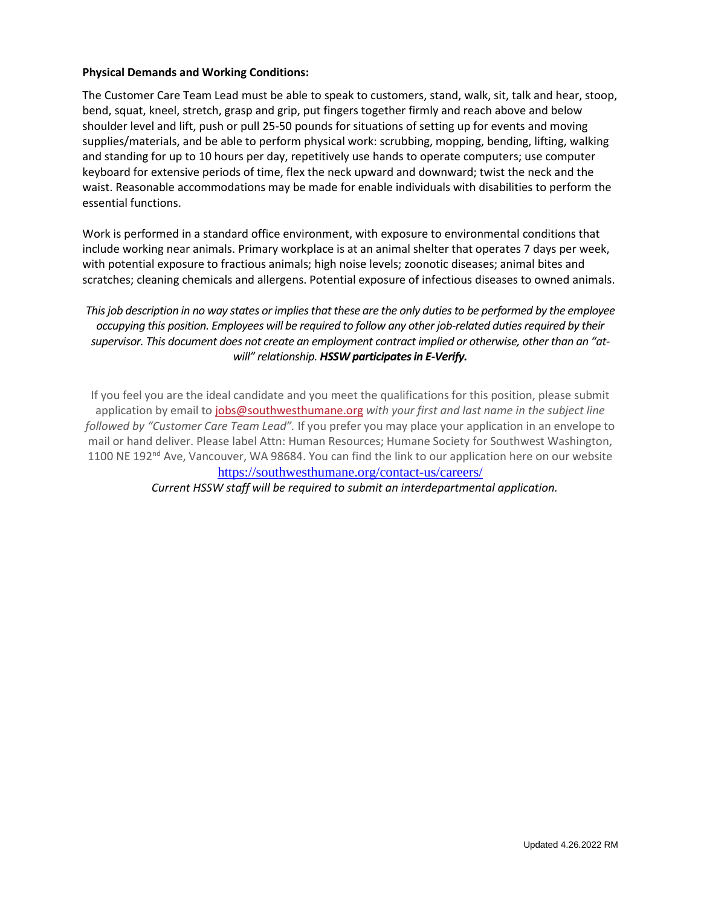**Physical Demands and Working Conditions:**

The Customer Care Team Lead must be able to speak to customers, stand, walk, sit, talk and hear, stoop, bend, squat, kneel, stretch, grasp and grip, put fingers together firmly and reach above and below shoulder level and lift, push or pull 25-50 pounds for situations of setting up for events and moving supplies/materials, and be able to perform physical work: scrubbing, mopping, bending, lifting, walking and standing for up to 10 hours per day, repetitively use hands to operate computers; use computer keyboard for extensive periods of time, flex the neck upward and downward; twist the neck and the waist. Reasonable accommodations may be made for enable individuals with disabilities to perform the essential functions.

Work is performed in a standard office environment, with exposure to environmental conditions that include working near animals. Primary workplace is at an animal shelter that operates 7 days per week, with potential exposure to fractious animals; high noise levels; zoonotic diseases; animal bites and scratches; cleaning chemicals and allergens. Potential exposure of infectious diseases to owned animals.

*This job description in no way states or implies that these are the only duties to be performed by the employee occupying this position. Employees will be required to follow any other job-related duties required by their supervisor. This document does not create an employment contract implied or otherwise, other than an "at-will" relationship.* ***HSSW participates in E-Verify.***

If you feel you are the ideal candidate and you meet the qualifications for this position, please submit application by email to jobs@southwesthumane.org *with your first and last name in the subject line followed by "Customer Care Team Lead".* If you prefer you may place your application in an envelope to mail or hand deliver. Please label Attn: Human Resources; Humane Society for Southwest Washington, 1100 NE 192nd Ave, Vancouver, WA 98684. You can find the link to our application here on our website https://southwesthumane.org/contact-us/careers/

*Current HSSW staff will be required to submit an interdepartmental application.*

Updated 4.26.2022 RM